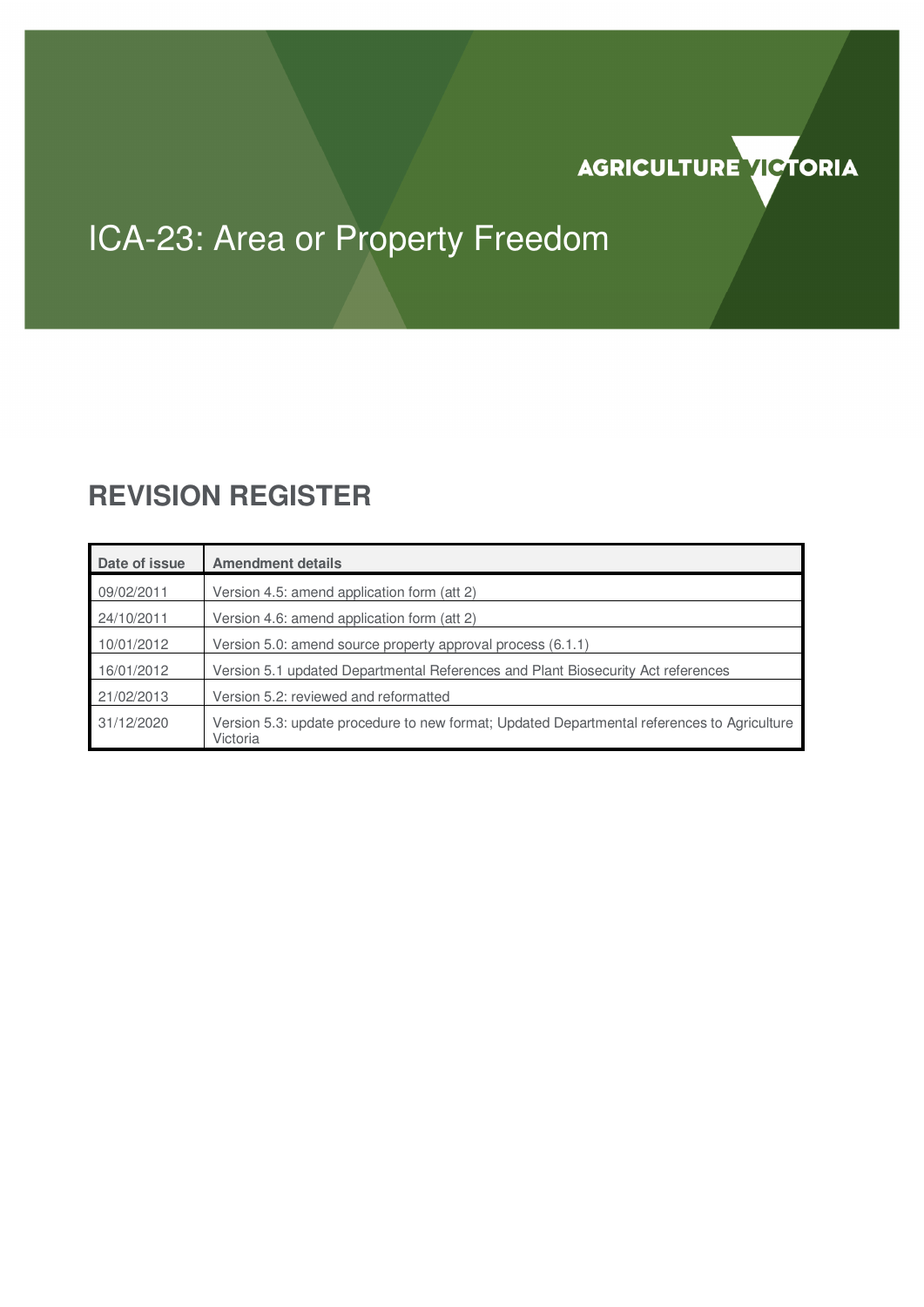AGRICULTURE VICTORIA

# ICA-23: Area or Property Freedom

## REVISION REGISTER

| Date of issue | Amendment details |
|---|---|
| 09/02/2011 | Version 4.5: amend application form (att 2) |
| 24/10/2011 | Version 4.6: amend application form (att 2) |
| 10/01/2012 | Version 5.0: amend source property approval process (6.1.1) |
| 16/01/2012 | Version 5.1 updated Departmental References and Plant Biosecurity Act references |
| 21/02/2013 | Version 5.2: reviewed and reformatted |
| 31/12/2020 | Version 5.3: update procedure to new format; Updated Departmental references to Agriculture Victoria |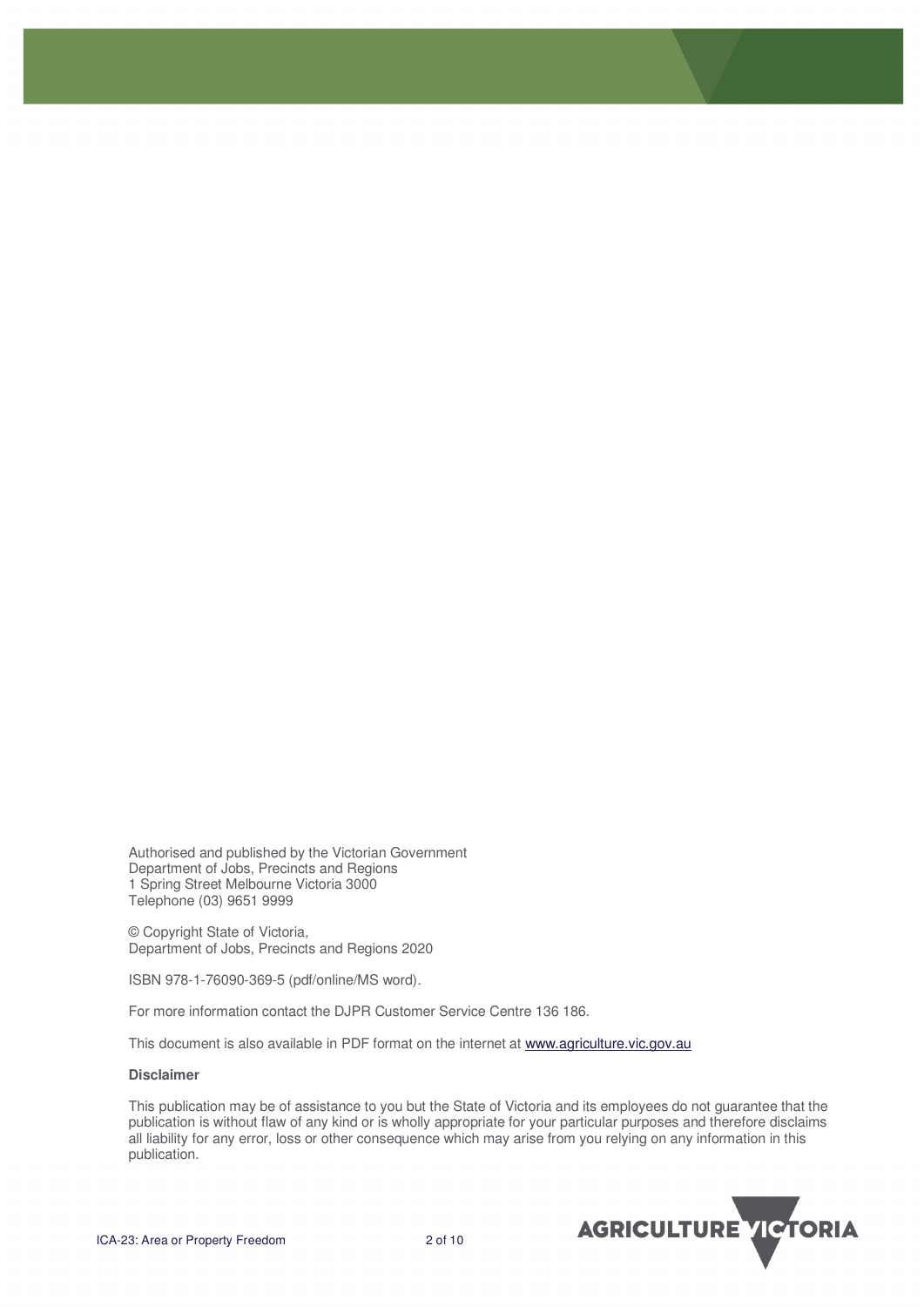Authorised and published by the Victorian Government
Department of Jobs, Precincts and Regions
1 Spring Street Melbourne Victoria 3000
Telephone (03) 9651 9999

© Copyright State of Victoria,
Department of Jobs, Precincts and Regions 2020

ISBN 978-1-76090-369-5 (pdf/online/MS word).

For more information contact the DJPR Customer Service Centre 136 186.

This document is also available in PDF format on the internet at [www.agriculture.vic.gov.au](http://www.agriculture.vic.gov.au)

**Disclaimer**

This publication may be of assistance to you but the State of Victoria and its employees do not guarantee that the publication is without flaw of any kind or is wholly appropriate for your particular purposes and therefore disclaims all liability for any error, loss or other consequence which may arise from you relying on any information in this publication.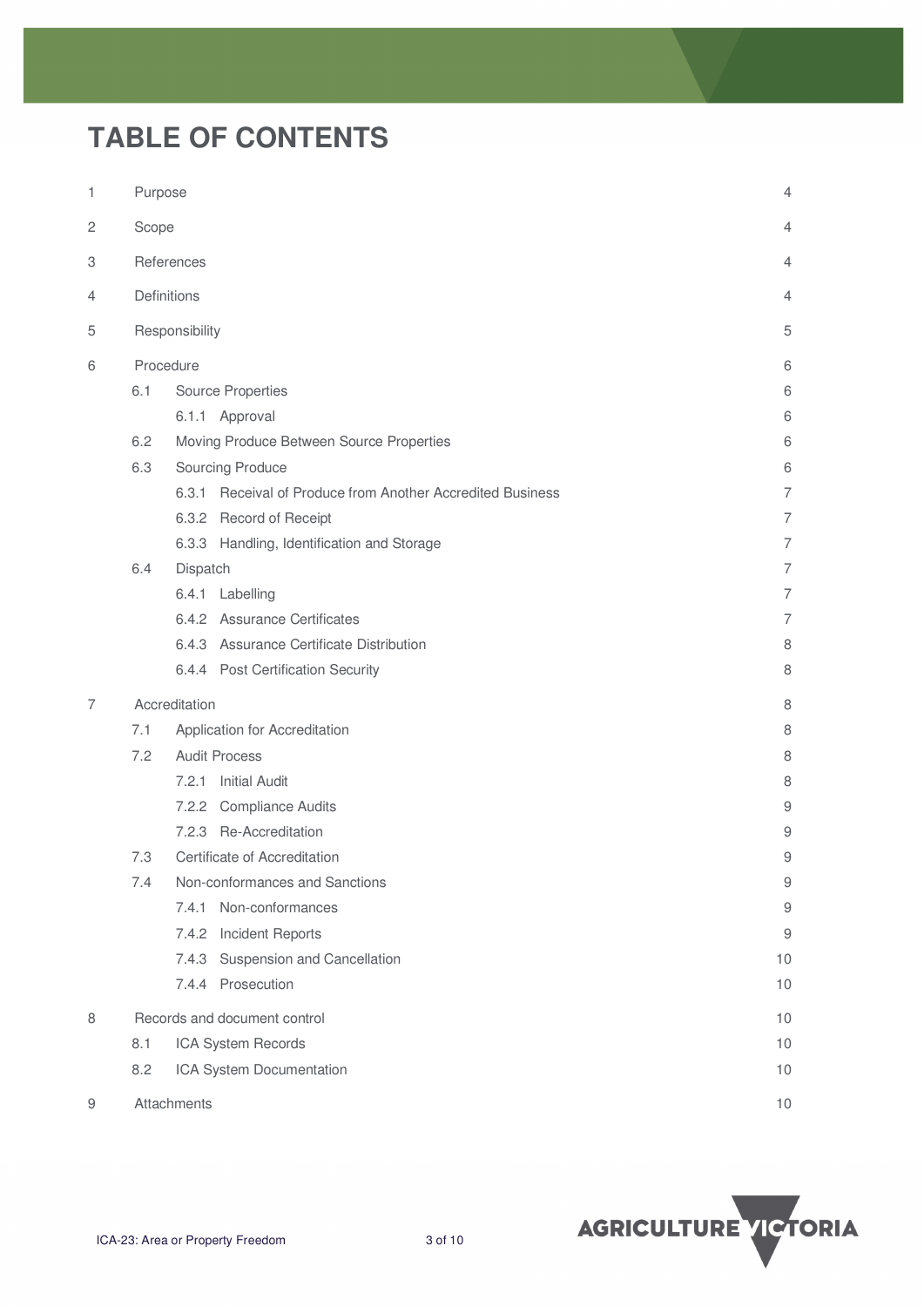# TABLE OF CONTENTS

| | | |
|---|---|---|
| 1 | Purpose | 4 |
| 2 | Scope | 4 |
| 3 | References | 4 |
| 4 | Definitions | 4 |
| 5 | Responsibility | 5 |
| 6 | Procedure | 6 |
| 6.1 | Source Properties | 6 |
| 6.1.1 | Approval | 6 |
| 6.2 | Moving Produce Between Source Properties | 6 |
| 6.3 | Sourcing Produce | 6 |
| 6.3.1 | Receival of Produce from Another Accredited Business | 7 |
| 6.3.2 | Record of Receipt | 7 |
| 6.3.3 | Handling, Identification and Storage | 7 |
| 6.4 | Dispatch | 7 |
| 6.4.1 | Labelling | 7 |
| 6.4.2 | Assurance Certificates | 7 |
| 6.4.3 | Assurance Certificate Distribution | 8 |
| 6.4.4 | Post Certification Security | 8 |
| 7 | Accreditation | 8 |
| 7.1 | Application for Accreditation | 8 |
| 7.2 | Audit Process | 8 |
| 7.2.1 | Initial Audit | 8 |
| 7.2.2 | Compliance Audits | 9 |
| 7.2.3 | Re-Accreditation | 9 |
| 7.3 | Certificate of Accreditation | 9 |
| 7.4 | Non-conformances and Sanctions | 9 |
| 7.4.1 | Non-conformances | 9 |
| 7.4.2 | Incident Reports | 9 |
| 7.4.3 | Suspension and Cancellation | 10 |
| 7.4.4 | Prosecution | 10 |
| 8 | Records and document control | 10 |
| 8.1 | ICA System Records | 10 |
| 8.2 | ICA System Documentation | 10 |
| 9 | Attachments | 10 |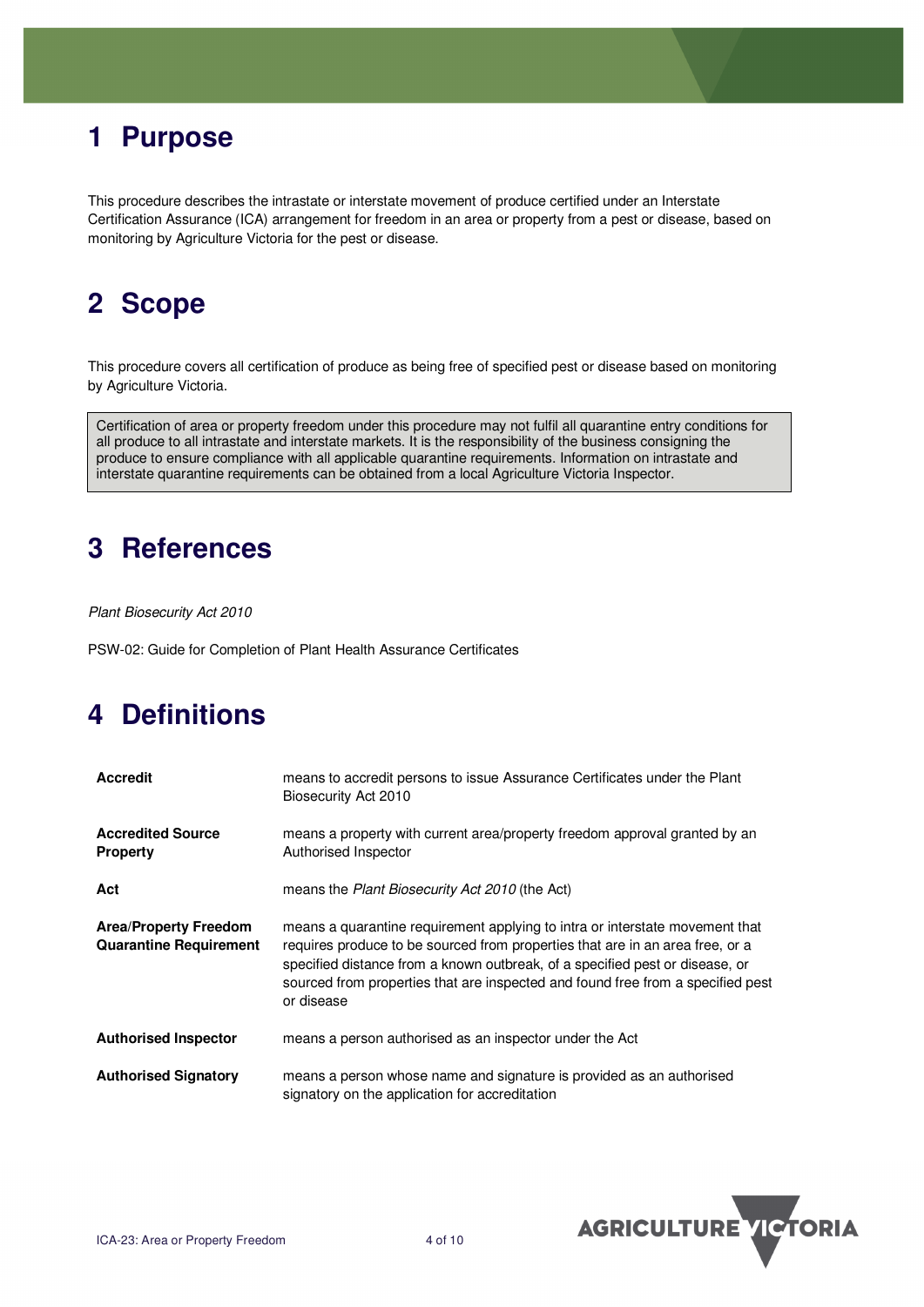# 1 Purpose

This procedure describes the intrastate or interstate movement of produce certified under an Interstate Certification Assurance (ICA) arrangement for freedom in an area or property from a pest or disease, based on monitoring by Agriculture Victoria for the pest or disease.

# 2 Scope

This procedure covers all certification of produce as being free of specified pest or disease based on monitoring by Agriculture Victoria.

> Certification of area or property freedom under this procedure may not fulfil all quarantine entry conditions for all produce to all intrastate and interstate markets. It is the responsibility of the business consigning the produce to ensure compliance with all applicable quarantine requirements. Information on intrastate and interstate quarantine requirements can be obtained from a local Agriculture Victoria Inspector.

# 3 References

*Plant Biosecurity Act 2010*

PSW-02: Guide for Completion of Plant Health Assurance Certificates

# 4 Definitions

| | |
|---|---|
| **Accredit** | means to accredit persons to issue Assurance Certificates under the Plant Biosecurity Act 2010 |
| **Accredited Source Property** | means a property with current area/property freedom approval granted by an Authorised Inspector |
| **Act** | means the *Plant Biosecurity Act 2010* (the Act) |
| **Area/Property Freedom Quarantine Requirement** | means a quarantine requirement applying to intra or interstate movement that requires produce to be sourced from properties that are in an area free, or a specified distance from a known outbreak, of a specified pest or disease, or sourced from properties that are inspected and found free from a specified pest or disease |
| **Authorised Inspector** | means a person authorised as an inspector under the Act |
| **Authorised Signatory** | means a person whose name and signature is provided as an authorised signatory on the application for accreditation |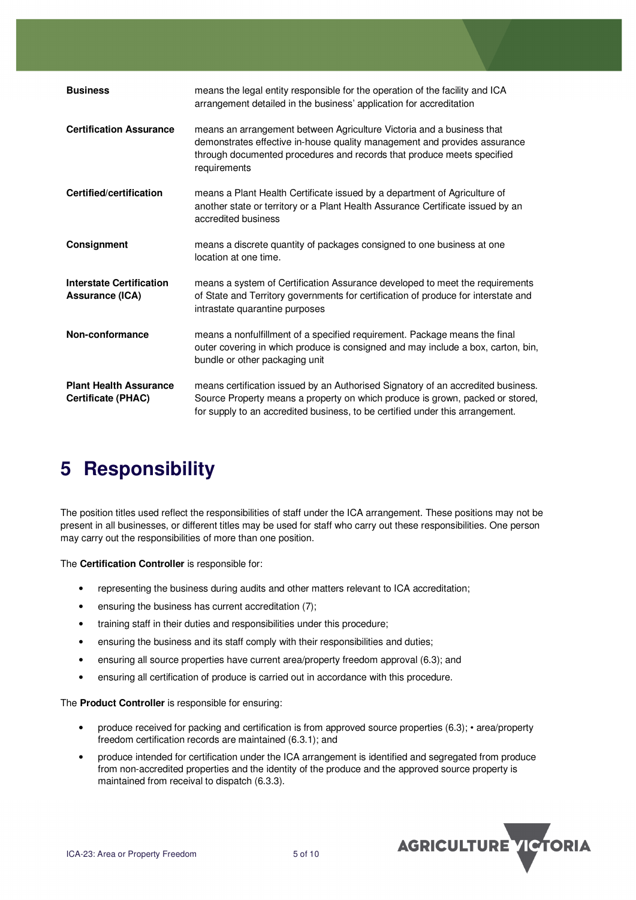| | |
|---|---|
| **Business** | means the legal entity responsible for the operation of the facility and ICA arrangement detailed in the business' application for accreditation |
| **Certification Assurance** | means an arrangement between Agriculture Victoria and a business that demonstrates effective in-house quality management and provides assurance through documented procedures and records that produce meets specified requirements |
| **Certified/certification** | means a Plant Health Certificate issued by a department of Agriculture of another state or territory or a Plant Health Assurance Certificate issued by an accredited business |
| **Consignment** | means a discrete quantity of packages consigned to one business at one location at one time. |
| **Interstate Certification Assurance (ICA)** | means a system of Certification Assurance developed to meet the requirements of State and Territory governments for certification of produce for interstate and intrastate quarantine purposes |
| **Non-conformance** | means a nonfulfillment of a specified requirement. Package means the final outer covering in which produce is consigned and may include a box, carton, bin, bundle or other packaging unit |
| **Plant Health Assurance Certificate (PHAC)** | means certification issued by an Authorised Signatory of an accredited business. Source Property means a property on which produce is grown, packed or stored, for supply to an accredited business, to be certified under this arrangement. |

# 5 Responsibility

The position titles used reflect the responsibilities of staff under the ICA arrangement. These positions may not be present in all businesses, or different titles may be used for staff who carry out these responsibilities. One person may carry out the responsibilities of more than one position.

The **Certification Controller** is responsible for:

- representing the business during audits and other matters relevant to ICA accreditation;
- ensuring the business has current accreditation (7);
- training staff in their duties and responsibilities under this procedure;
- ensuring the business and its staff comply with their responsibilities and duties;
- ensuring all source properties have current area/property freedom approval (6.3); and
- ensuring all certification of produce is carried out in accordance with this procedure.

The **Product Controller** is responsible for ensuring:

- produce received for packing and certification is from approved source properties (6.3); • area/property freedom certification records are maintained (6.3.1); and
- produce intended for certification under the ICA arrangement is identified and segregated from produce from non-accredited properties and the identity of the produce and the approved source property is maintained from receival to dispatch (6.3.3).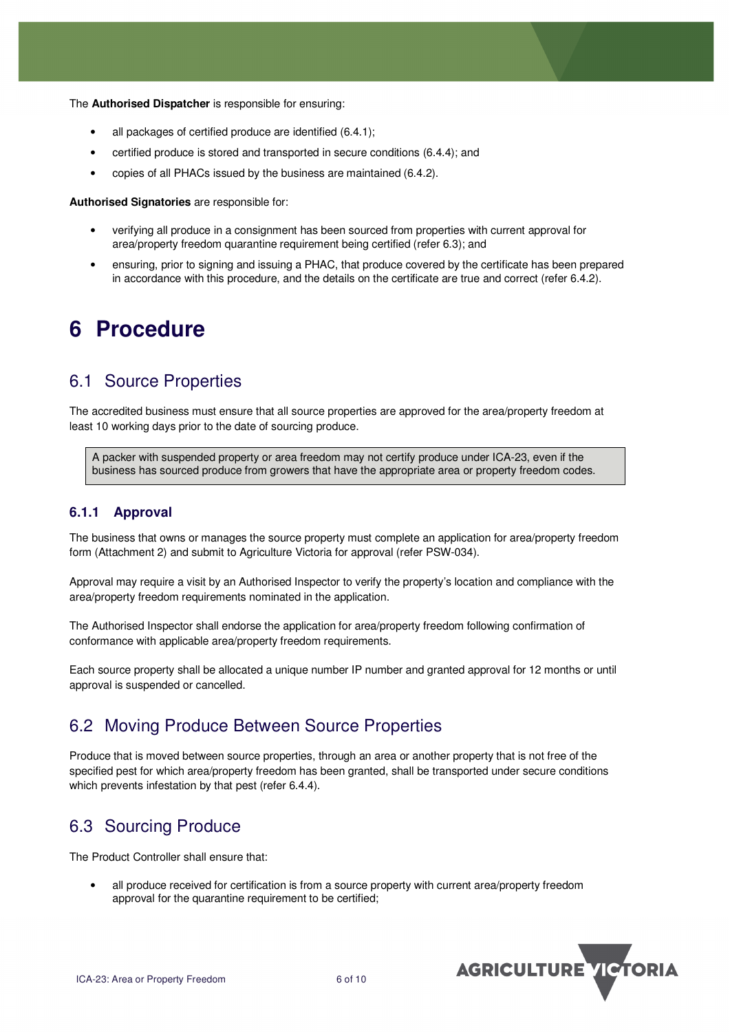The **Authorised Dispatcher** is responsible for ensuring:

- all packages of certified produce are identified (6.4.1);
- certified produce is stored and transported in secure conditions (6.4.4); and
- copies of all PHACs issued by the business are maintained (6.4.2).

**Authorised Signatories** are responsible for:

- verifying all produce in a consignment has been sourced from properties with current approval for area/property freedom quarantine requirement being certified (refer 6.3); and
- ensuring, prior to signing and issuing a PHAC, that produce covered by the certificate has been prepared in accordance with this procedure, and the details on the certificate are true and correct (refer 6.4.2).

# 6 Procedure

## 6.1 Source Properties

The accredited business must ensure that all source properties are approved for the area/property freedom at least 10 working days prior to the date of sourcing produce.

> A packer with suspended property or area freedom may not certify produce under ICA-23, even if the business has sourced produce from growers that have the appropriate area or property freedom codes.

### 6.1.1 Approval

The business that owns or manages the source property must complete an application for area/property freedom form (Attachment 2) and submit to Agriculture Victoria for approval (refer PSW-034).

Approval may require a visit by an Authorised Inspector to verify the property's location and compliance with the area/property freedom requirements nominated in the application.

The Authorised Inspector shall endorse the application for area/property freedom following confirmation of conformance with applicable area/property freedom requirements.

Each source property shall be allocated a unique number IP number and granted approval for 12 months or until approval is suspended or cancelled.

## 6.2 Moving Produce Between Source Properties

Produce that is moved between source properties, through an area or another property that is not free of the specified pest for which area/property freedom has been granted, shall be transported under secure conditions which prevents infestation by that pest (refer 6.4.4).

## 6.3 Sourcing Produce

The Product Controller shall ensure that:

- all produce received for certification is from a source property with current area/property freedom approval for the quarantine requirement to be certified;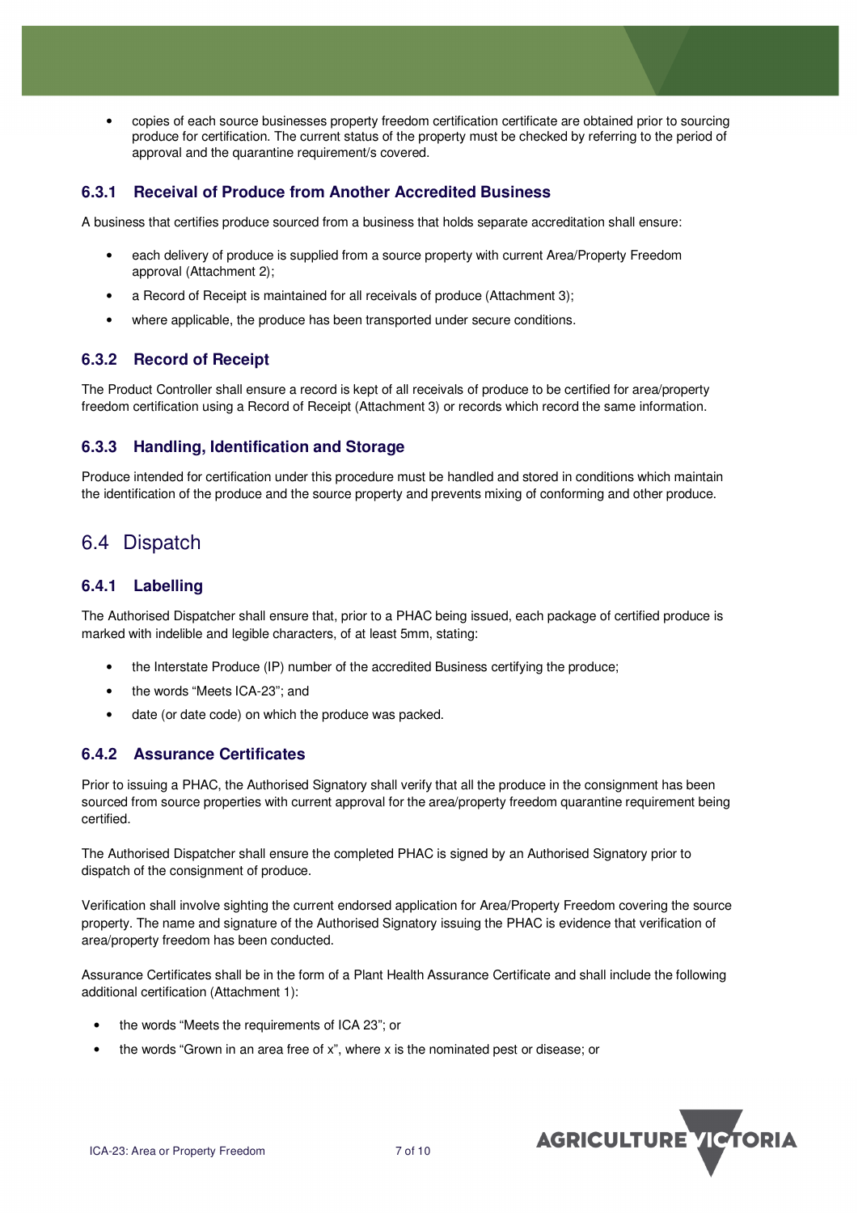- copies of each source businesses property freedom certification certificate are obtained prior to sourcing produce for certification. The current status of the property must be checked by referring to the period of approval and the quarantine requirement/s covered.

### 6.3.1 Receival of Produce from Another Accredited Business

A business that certifies produce sourced from a business that holds separate accreditation shall ensure:

- each delivery of produce is supplied from a source property with current Area/Property Freedom approval (Attachment 2);
- a Record of Receipt is maintained for all receivals of produce (Attachment 3);
- where applicable, the produce has been transported under secure conditions.

### 6.3.2 Record of Receipt

The Product Controller shall ensure a record is kept of all receivals of produce to be certified for area/property freedom certification using a Record of Receipt (Attachment 3) or records which record the same information.

### 6.3.3 Handling, Identification and Storage

Produce intended for certification under this procedure must be handled and stored in conditions which maintain the identification of the produce and the source property and prevents mixing of conforming and other produce.

## 6.4 Dispatch

### 6.4.1 Labelling

The Authorised Dispatcher shall ensure that, prior to a PHAC being issued, each package of certified produce is marked with indelible and legible characters, of at least 5mm, stating:

- the Interstate Produce (IP) number of the accredited Business certifying the produce;
- the words "Meets ICA-23"; and
- date (or date code) on which the produce was packed.

### 6.4.2 Assurance Certificates

Prior to issuing a PHAC, the Authorised Signatory shall verify that all the produce in the consignment has been sourced from source properties with current approval for the area/property freedom quarantine requirement being certified.

The Authorised Dispatcher shall ensure the completed PHAC is signed by an Authorised Signatory prior to dispatch of the consignment of produce.

Verification shall involve sighting the current endorsed application for Area/Property Freedom covering the source property. The name and signature of the Authorised Signatory issuing the PHAC is evidence that verification of area/property freedom has been conducted.

Assurance Certificates shall be in the form of a Plant Health Assurance Certificate and shall include the following additional certification (Attachment 1):

- the words "Meets the requirements of ICA 23"; or
- the words "Grown in an area free of x", where x is the nominated pest or disease; or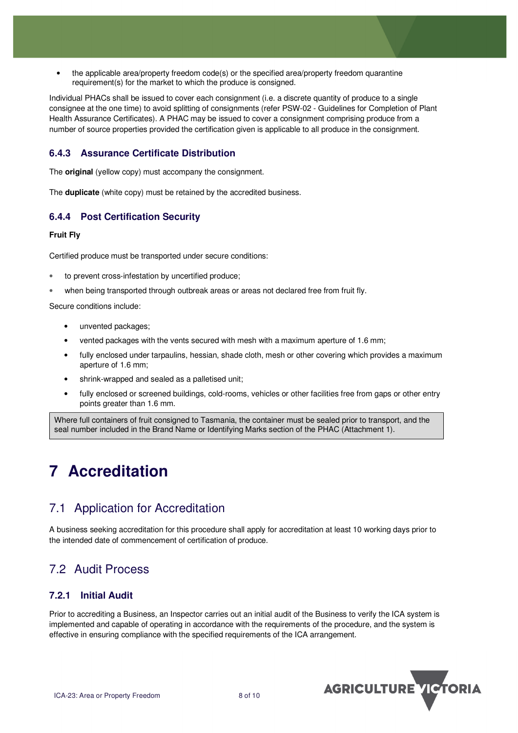- the applicable area/property freedom code(s) or the specified area/property freedom quarantine requirement(s) for the market to which the produce is consigned.

Individual PHACs shall be issued to cover each consignment (i.e. a discrete quantity of produce to a single consignee at the one time) to avoid splitting of consignments (refer PSW-02 - Guidelines for Completion of Plant Health Assurance Certificates). A PHAC may be issued to cover a consignment comprising produce from a number of source properties provided the certification given is applicable to all produce in the consignment.

### 6.4.3 Assurance Certificate Distribution

The **original** (yellow copy) must accompany the consignment.

The **duplicate** (white copy) must be retained by the accredited business.

### 6.4.4 Post Certification Security

**Fruit Fly**

Certified produce must be transported under secure conditions:

- to prevent cross-infestation by uncertified produce;
- when being transported through outbreak areas or areas not declared free from fruit fly.

Secure conditions include:

- unvented packages;
- vented packages with the vents secured with mesh with a maximum aperture of 1.6 mm;
- fully enclosed under tarpaulins, hessian, shade cloth, mesh or other covering which provides a maximum aperture of 1.6 mm;
- shrink-wrapped and sealed as a palletised unit;
- fully enclosed or screened buildings, cold-rooms, vehicles or other facilities free from gaps or other entry points greater than 1.6 mm.

> Where full containers of fruit consigned to Tasmania, the container must be sealed prior to transport, and the seal number included in the Brand Name or Identifying Marks section of the PHAC (Attachment 1).

# 7 Accreditation

## 7.1 Application for Accreditation

A business seeking accreditation for this procedure shall apply for accreditation at least 10 working days prior to the intended date of commencement of certification of produce.

## 7.2 Audit Process

### 7.2.1 Initial Audit

Prior to accrediting a Business, an Inspector carries out an initial audit of the Business to verify the ICA system is implemented and capable of operating in accordance with the requirements of the procedure, and the system is effective in ensuring compliance with the specified requirements of the ICA arrangement.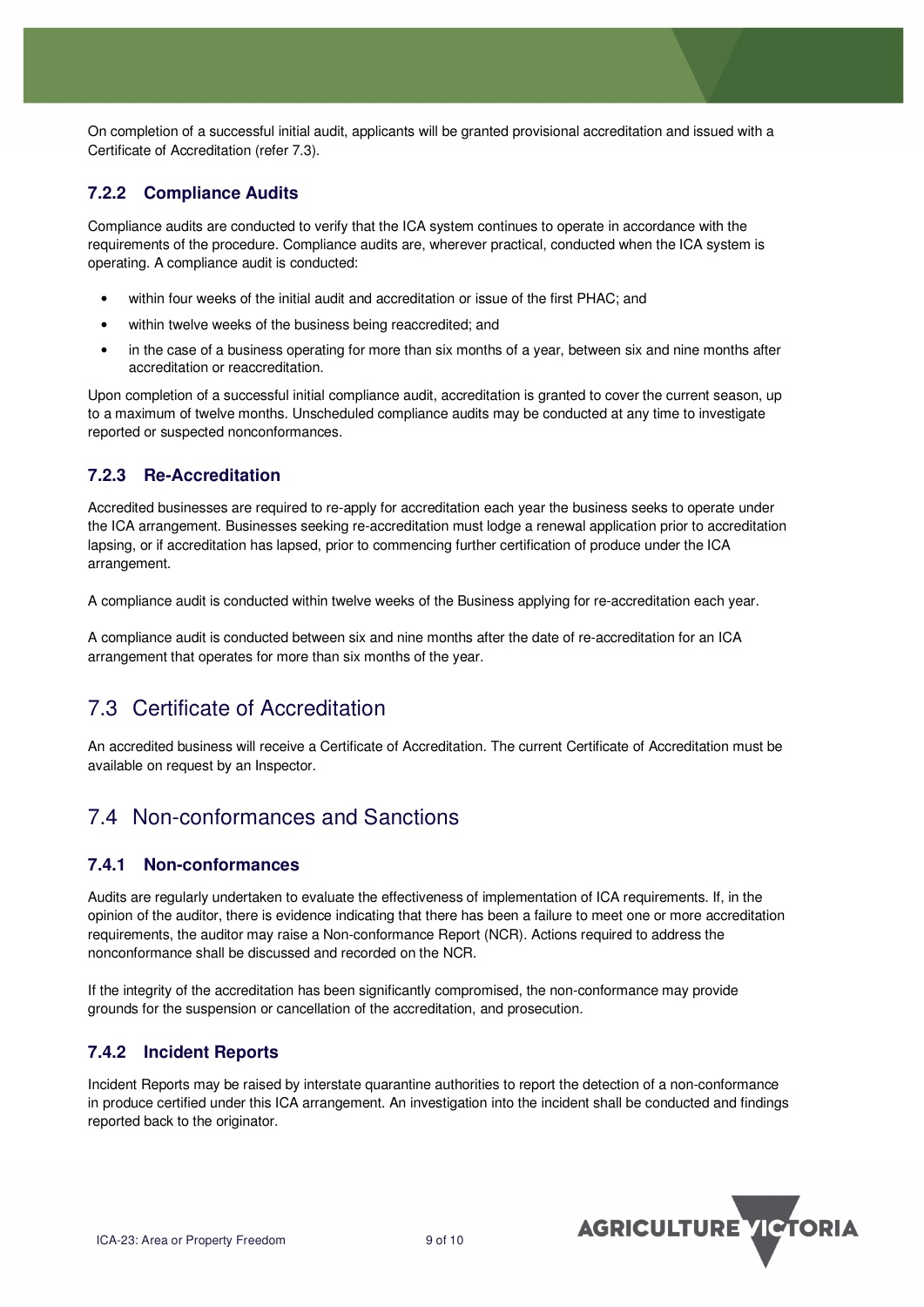On completion of a successful initial audit, applicants will be granted provisional accreditation and issued with a Certificate of Accreditation (refer 7.3).

### 7.2.2 Compliance Audits

Compliance audits are conducted to verify that the ICA system continues to operate in accordance with the requirements of the procedure. Compliance audits are, wherever practical, conducted when the ICA system is operating. A compliance audit is conducted:

- within four weeks of the initial audit and accreditation or issue of the first PHAC; and
- within twelve weeks of the business being reaccredited; and
- in the case of a business operating for more than six months of a year, between six and nine months after accreditation or reaccreditation.

Upon completion of a successful initial compliance audit, accreditation is granted to cover the current season, up to a maximum of twelve months. Unscheduled compliance audits may be conducted at any time to investigate reported or suspected nonconformances.

### 7.2.3 Re-Accreditation

Accredited businesses are required to re-apply for accreditation each year the business seeks to operate under the ICA arrangement. Businesses seeking re-accreditation must lodge a renewal application prior to accreditation lapsing, or if accreditation has lapsed, prior to commencing further certification of produce under the ICA arrangement.

A compliance audit is conducted within twelve weeks of the Business applying for re-accreditation each year.

A compliance audit is conducted between six and nine months after the date of re-accreditation for an ICA arrangement that operates for more than six months of the year.

## 7.3 Certificate of Accreditation

An accredited business will receive a Certificate of Accreditation. The current Certificate of Accreditation must be available on request by an Inspector.

## 7.4 Non-conformances and Sanctions

### 7.4.1 Non-conformances

Audits are regularly undertaken to evaluate the effectiveness of implementation of ICA requirements. If, in the opinion of the auditor, there is evidence indicating that there has been a failure to meet one or more accreditation requirements, the auditor may raise a Non-conformance Report (NCR). Actions required to address the nonconformance shall be discussed and recorded on the NCR.

If the integrity of the accreditation has been significantly compromised, the non-conformance may provide grounds for the suspension or cancellation of the accreditation, and prosecution.

### 7.4.2 Incident Reports

Incident Reports may be raised by interstate quarantine authorities to report the detection of a non-conformance in produce certified under this ICA arrangement. An investigation into the incident shall be conducted and findings reported back to the originator.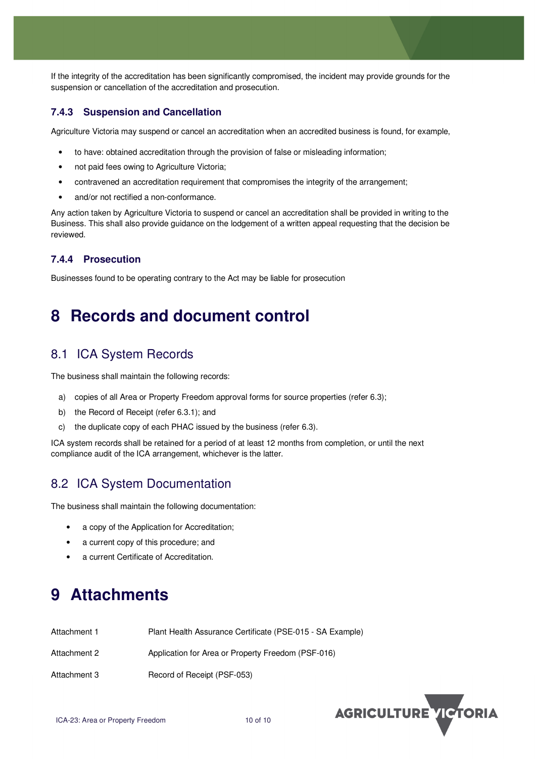If the integrity of the accreditation has been significantly compromised, the incident may provide grounds for the suspension or cancellation of the accreditation and prosecution.

### 7.4.3 Suspension and Cancellation

Agriculture Victoria may suspend or cancel an accreditation when an accredited business is found, for example,

- to have: obtained accreditation through the provision of false or misleading information;
- not paid fees owing to Agriculture Victoria;
- contravened an accreditation requirement that compromises the integrity of the arrangement;
- and/or not rectified a non-conformance.

Any action taken by Agriculture Victoria to suspend or cancel an accreditation shall be provided in writing to the Business. This shall also provide guidance on the lodgement of a written appeal requesting that the decision be reviewed.

### 7.4.4 Prosecution

Businesses found to be operating contrary to the Act may be liable for prosecution

# 8 Records and document control

## 8.1 ICA System Records

The business shall maintain the following records:

a) copies of all Area or Property Freedom approval forms for source properties (refer 6.3);

b) the Record of Receipt (refer 6.3.1); and

c) the duplicate copy of each PHAC issued by the business (refer 6.3).

ICA system records shall be retained for a period of at least 12 months from completion, or until the next compliance audit of the ICA arrangement, whichever is the latter.

## 8.2 ICA System Documentation

The business shall maintain the following documentation:

- a copy of the Application for Accreditation;
- a current copy of this procedure; and
- a current Certificate of Accreditation.

# 9 Attachments

| | |
|---|---|
| Attachment 1 | Plant Health Assurance Certificate (PSE-015 - SA Example) |
| Attachment 2 | Application for Area or Property Freedom (PSF-016) |
| Attachment 3 | Record of Receipt (PSF-053) |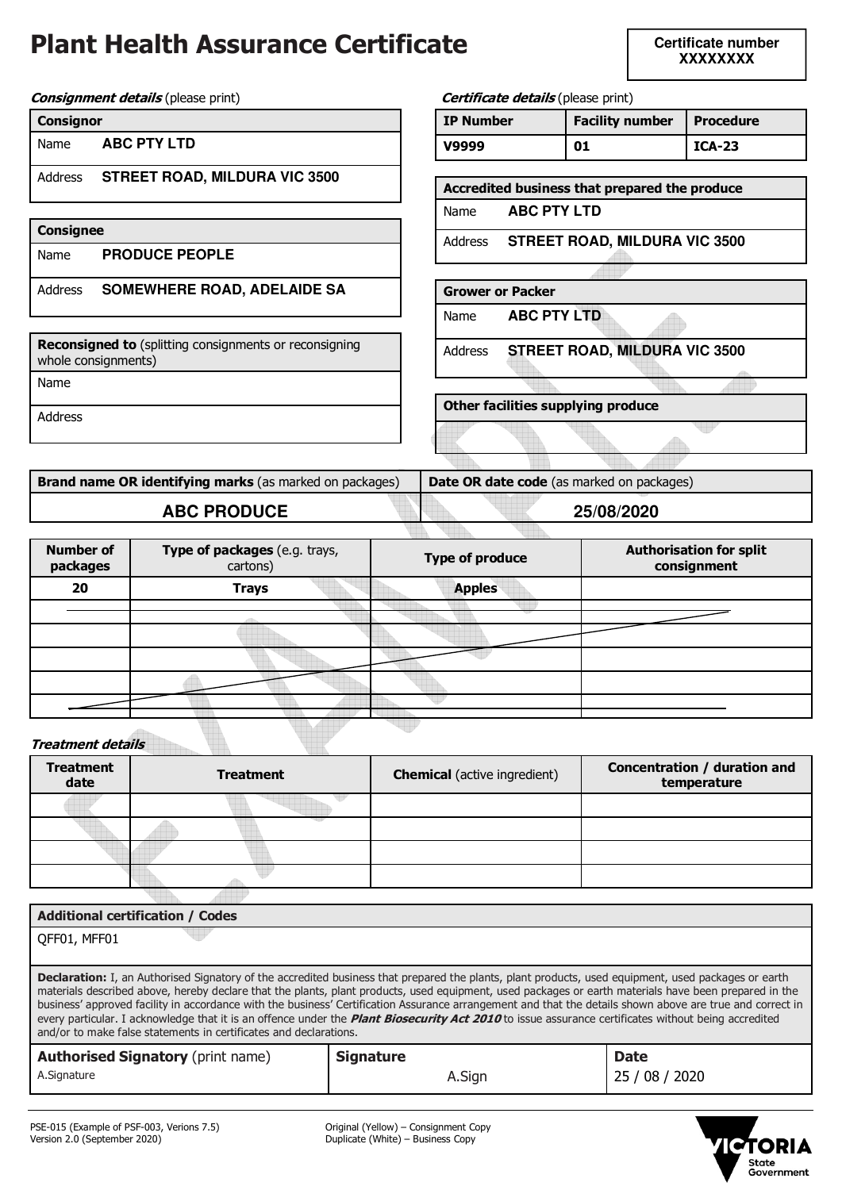# Plant Health Assurance Certificate

**Certificate number**
**XXXXXXXX**

***Consignment details*** (please print)

| **Consignor** | |
|---|---|
| Name | **ABC PTY LTD** |
| Address | **STREET ROAD, MILDURA VIC 3500** |

| **Consignee** | |
|---|---|
| Name | **PRODUCE PEOPLE** |
| Address | **SOMEWHERE ROAD, ADELAIDE SA** |

| **Reconsigned to** (splitting consignments or reconsigning whole consignments) | |
|---|---|
| Name | |
| Address | |

***Certificate details*** (please print)

| **IP Number** | **Facility number** | **Procedure** |
|---|---|---|
| **V9999** | **01** | **ICA-23** |

| **Accredited business that prepared the produce** | |
|---|---|
| Name | **ABC PTY LTD** |
| Address | **STREET ROAD, MILDURA VIC 3500** |

| **Grower or Packer** | |
|---|---|
| Name | **ABC PTY LTD** |
| Address | **STREET ROAD, MILDURA VIC 3500** |

| **Other facilities supplying produce** |
|---|
| |

| **Brand name OR identifying marks** (as marked on packages) | **Date OR date code** (as marked on packages) |
|---|---|
| **ABC PRODUCE** | **25/08/2020** |

| **Number of packages** | **Type of packages** (e.g. trays, cartons) | **Type of produce** | **Authorisation for split consignment** |
|---|---|---|---|
| **20** | **Trays** | **Apples** | |
| | | | |
| | | | |
| | | | |
| | | | |
| | | | |

***Treatment details***

| **Treatment date** | **Treatment** | **Chemical** (active ingredient) | **Concentration / duration and temperature** |
|---|---|---|---|
| | | | |
| | | | |
| | | | |
| | | | |

| **Additional certification / Codes** |
|---|
| QFF01, MFF01 |

**Declaration:** I, an Authorised Signatory of the accredited business that prepared the plants, plant products, used equipment, used packages or earth materials described above, hereby declare that the plants, plant products, used equipment, used packages or earth materials have been prepared in the business' approved facility in accordance with the business' Certification Assurance arrangement and that the details shown above are true and correct in every particular. I acknowledge that it is an offence under the ***Plant Biosecurity Act 2010*** to issue assurance certificates without being accredited and/or to make false statements in certificates and declarations.

| **Authorised Signatory** (print name) | **Signature** | **Date** |
|---|---|---|
| A.Signature | A.Sign | 25 / 08 / 2020 |

PSE-015 (Example of PSF-003, Verions 7.5)
Version 2.0 (September 2020)

Original (Yellow) – Consignment Copy
Duplicate (White) – Business Copy

VICTORIA State Government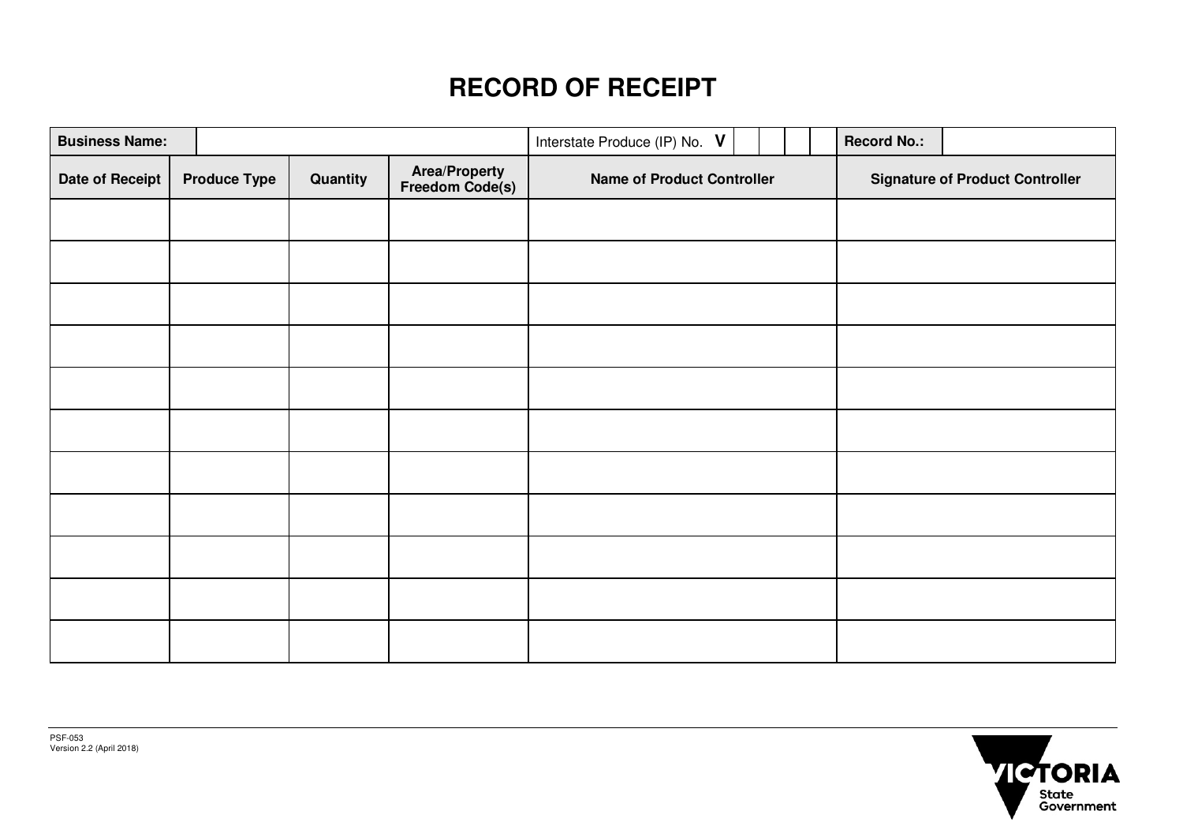# RECORD OF RECEIPT

| Business Name: | | | | Interstate Produce (IP) No. V | Record No.: |
|---|---|---|---|---|---|
| **Date of Receipt** | **Produce Type** | **Quantity** | **Area/Property Freedom Code(s)** | **Name of Product Controller** | **Signature of Product Controller** |
| | | | | | |
| | | | | | |
| | | | | | |
| | | | | | |
| | | | | | |
| | | | | | |
| | | | | | |
| | | | | | |
| | | | | | |
| | | | | | |
| | | | | | |

PSF-053
Version 2.2 (April 2018)

VICTORIA State Government